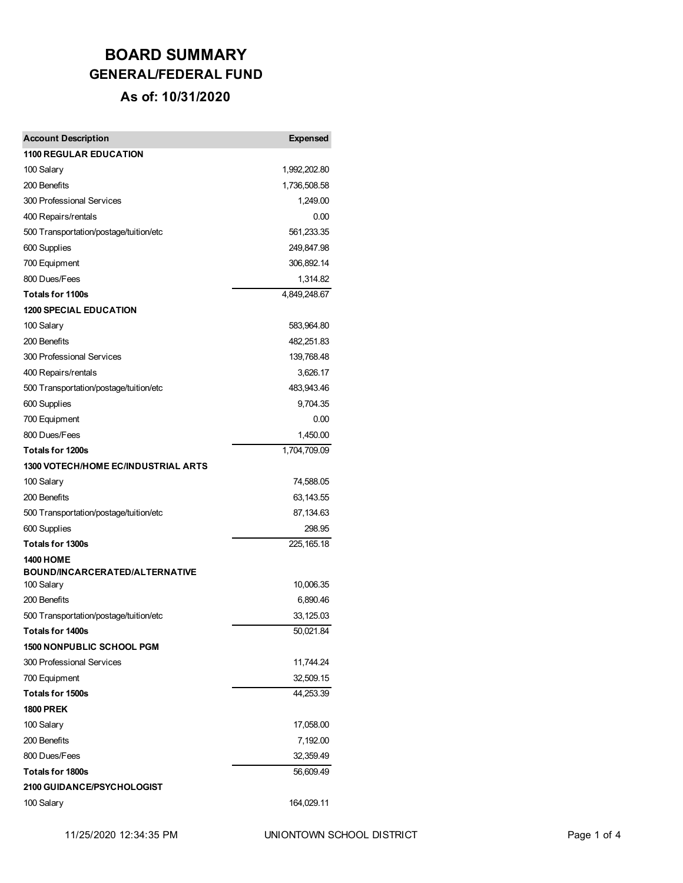# BOARD SUMMARY
## GENERAL/FEDERAL FUND
### As of: 10/31/2020

| Account Description | Expensed |
| --- | ---: |
| **1100 REGULAR EDUCATION** | |
| 100 Salary | 1,992,202.80 |
| 200 Benefits | 1,736,508.58 |
| 300 Professional Services | 1,249.00 |
| 400 Repairs/rentals | 0.00 |
| 500 Transportation/postage/tuition/etc | 561,233.35 |
| 600 Supplies | 249,847.98 |
| 700 Equipment | 306,892.14 |
| 800 Dues/Fees | 1,314.82 |
| **Totals for 1100s** | 4,849,248.67 |
| **1200 SPECIAL EDUCATION** | |
| 100 Salary | 583,964.80 |
| 200 Benefits | 482,251.83 |
| 300 Professional Services | 139,768.48 |
| 400 Repairs/rentals | 3,626.17 |
| 500 Transportation/postage/tuition/etc | 483,943.46 |
| 600 Supplies | 9,704.35 |
| 700 Equipment | 0.00 |
| 800 Dues/Fees | 1,450.00 |
| **Totals for 1200s** | 1,704,709.09 |
| **1300 VOTECH/HOME EC/INDUSTRIAL ARTS** | |
| 100 Salary | 74,588.05 |
| 200 Benefits | 63,143.55 |
| 500 Transportation/postage/tuition/etc | 87,134.63 |
| 600 Supplies | 298.95 |
| **Totals for 1300s** | 225,165.18 |
| **1400 HOME BOUND/INCARCERATED/ALTERNATIVE** | |
| 100 Salary | 10,006.35 |
| 200 Benefits | 6,890.46 |
| 500 Transportation/postage/tuition/etc | 33,125.03 |
| **Totals for 1400s** | 50,021.84 |
| **1500 NONPUBLIC SCHOOL PGM** | |
| 300 Professional Services | 11,744.24 |
| 700 Equipment | 32,509.15 |
| **Totals for 1500s** | 44,253.39 |
| **1800 PREK** | |
| 100 Salary | 17,058.00 |
| 200 Benefits | 7,192.00 |
| 800 Dues/Fees | 32,359.49 |
| **Totals for 1800s** | 56,609.49 |
| **2100 GUIDANCE/PSYCHOLOGIST** | |
| 100 Salary | 164,029.11 |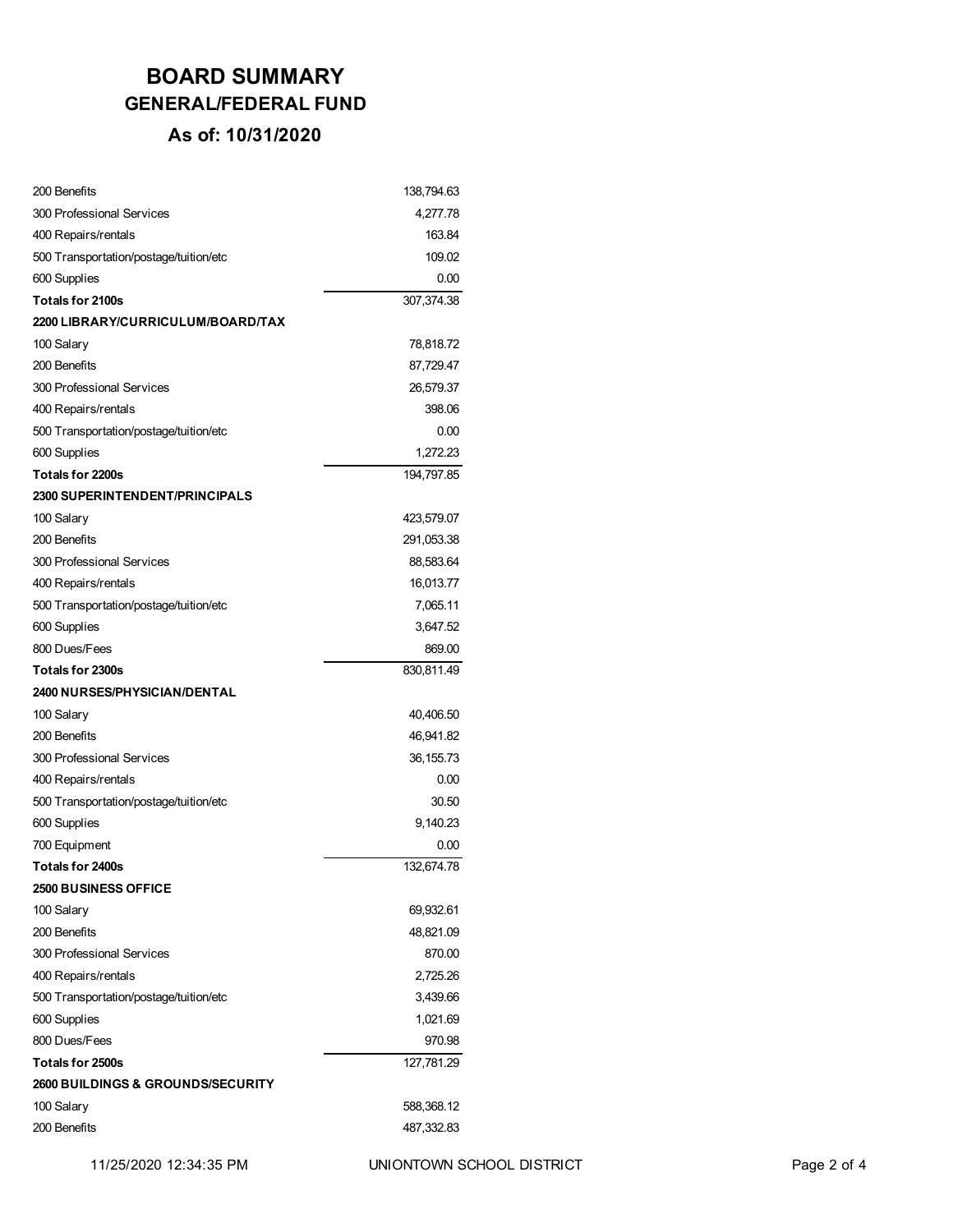# BOARD SUMMARY

## GENERAL/FEDERAL FUND

### As of: 10/31/2020

| | |
|---|---|
| 200 Benefits | 138,794.63 |
| 300 Professional Services | 4,277.78 |
| 400 Repairs/rentals | 163.84 |
| 500 Transportation/postage/tuition/etc | 109.02 |
| 600 Supplies | 0.00 |
| **Totals for 2100s** | 307,374.38 |
| **2200 LIBRARY/CURRICULUM/BOARD/TAX** | |
| 100 Salary | 78,818.72 |
| 200 Benefits | 87,729.47 |
| 300 Professional Services | 26,579.37 |
| 400 Repairs/rentals | 398.06 |
| 500 Transportation/postage/tuition/etc | 0.00 |
| 600 Supplies | 1,272.23 |
| **Totals for 2200s** | 194,797.85 |
| **2300 SUPERINTENDENT/PRINCIPALS** | |
| 100 Salary | 423,579.07 |
| 200 Benefits | 291,053.38 |
| 300 Professional Services | 88,583.64 |
| 400 Repairs/rentals | 16,013.77 |
| 500 Transportation/postage/tuition/etc | 7,065.11 |
| 600 Supplies | 3,647.52 |
| 800 Dues/Fees | 869.00 |
| **Totals for 2300s** | 830,811.49 |
| **2400 NURSES/PHYSICIAN/DENTAL** | |
| 100 Salary | 40,406.50 |
| 200 Benefits | 46,941.82 |
| 300 Professional Services | 36,155.73 |
| 400 Repairs/rentals | 0.00 |
| 500 Transportation/postage/tuition/etc | 30.50 |
| 600 Supplies | 9,140.23 |
| 700 Equipment | 0.00 |
| **Totals for 2400s** | 132,674.78 |
| **2500 BUSINESS OFFICE** | |
| 100 Salary | 69,932.61 |
| 200 Benefits | 48,821.09 |
| 300 Professional Services | 870.00 |
| 400 Repairs/rentals | 2,725.26 |
| 500 Transportation/postage/tuition/etc | 3,439.66 |
| 600 Supplies | 1,021.69 |
| 800 Dues/Fees | 970.98 |
| **Totals for 2500s** | 127,781.29 |
| **2600 BUILDINGS & GROUNDS/SECURITY** | |
| 100 Salary | 588,368.12 |
| 200 Benefits | 487,332.83 |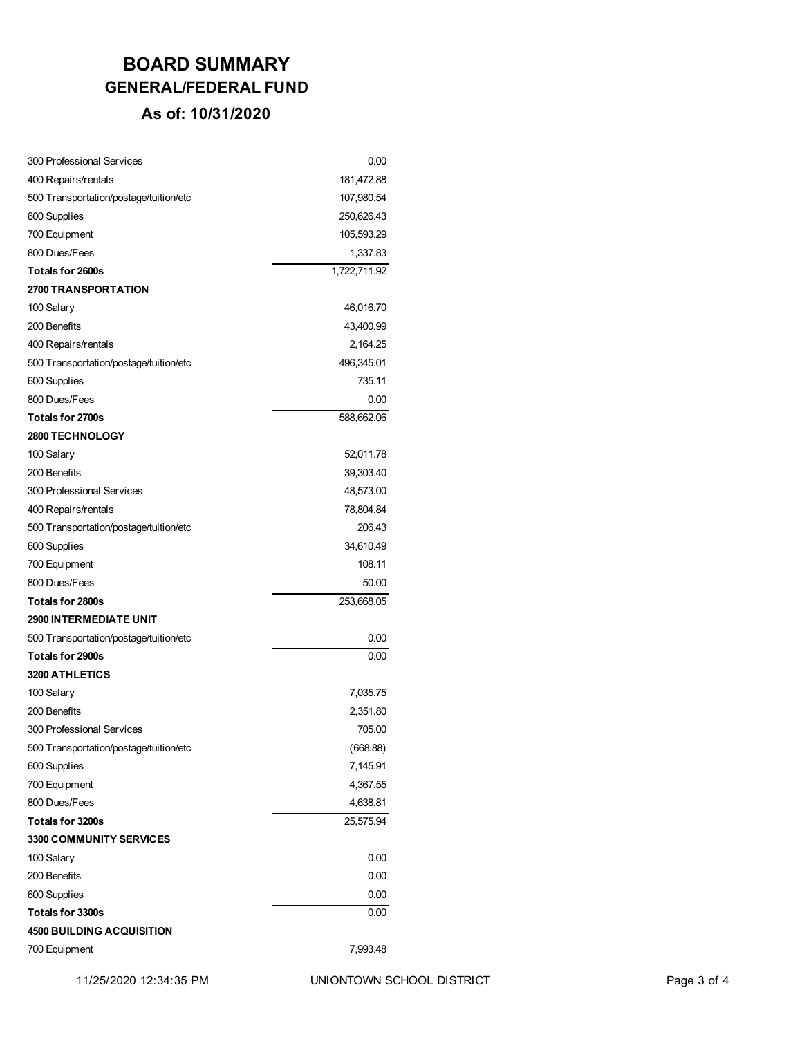# BOARD SUMMARY

## GENERAL/FEDERAL FUND

### As of: 10/31/2020

| | |
|---|---:|
| 300 Professional Services | 0.00 |
| 400 Repairs/rentals | 181,472.88 |
| 500 Transportation/postage/tuition/etc | 107,980.54 |
| 600 Supplies | 250,626.43 |
| 700 Equipment | 105,593.29 |
| 800 Dues/Fees | 1,337.83 |
| **Totals for 2600s** | 1,722,711.92 |
| **2700 TRANSPORTATION** | |
| 100 Salary | 46,016.70 |
| 200 Benefits | 43,400.99 |
| 400 Repairs/rentals | 2,164.25 |
| 500 Transportation/postage/tuition/etc | 496,345.01 |
| 600 Supplies | 735.11 |
| 800 Dues/Fees | 0.00 |
| **Totals for 2700s** | 588,662.06 |
| **2800 TECHNOLOGY** | |
| 100 Salary | 52,011.78 |
| 200 Benefits | 39,303.40 |
| 300 Professional Services | 48,573.00 |
| 400 Repairs/rentals | 78,804.84 |
| 500 Transportation/postage/tuition/etc | 206.43 |
| 600 Supplies | 34,610.49 |
| 700 Equipment | 108.11 |
| 800 Dues/Fees | 50.00 |
| **Totals for 2800s** | 253,668.05 |
| **2900 INTERMEDIATE UNIT** | |
| 500 Transportation/postage/tuition/etc | 0.00 |
| **Totals for 2900s** | 0.00 |
| **3200 ATHLETICS** | |
| 100 Salary | 7,035.75 |
| 200 Benefits | 2,351.80 |
| 300 Professional Services | 705.00 |
| 500 Transportation/postage/tuition/etc | (668.88) |
| 600 Supplies | 7,145.91 |
| 700 Equipment | 4,367.55 |
| 800 Dues/Fees | 4,638.81 |
| **Totals for 3200s** | 25,575.94 |
| **3300 COMMUNITY SERVICES** | |
| 100 Salary | 0.00 |
| 200 Benefits | 0.00 |
| 600 Supplies | 0.00 |
| **Totals for 3300s** | 0.00 |
| **4500 BUILDING ACQUISITION** | |
| 700 Equipment | 7,993.48 |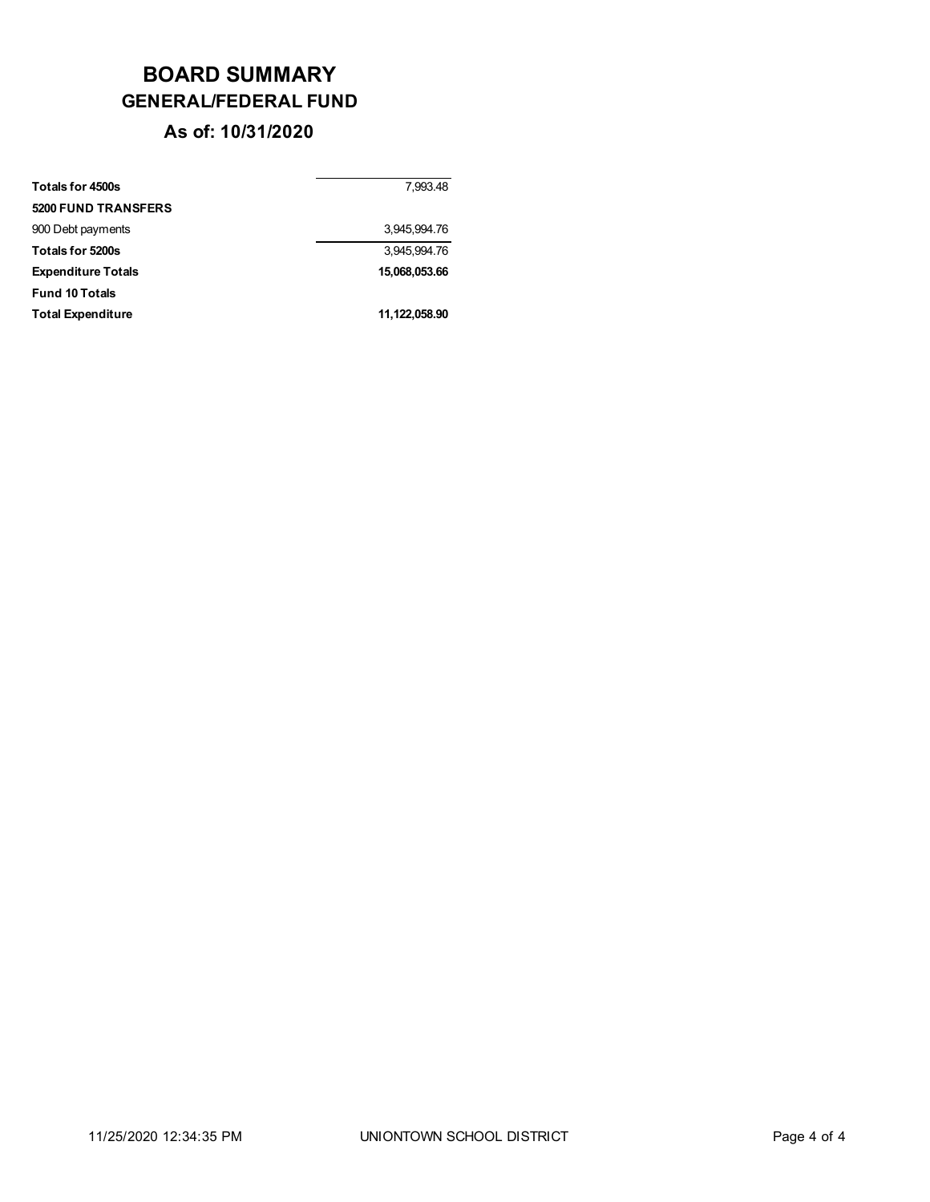# BOARD SUMMARY

## GENERAL/FEDERAL FUND

### As of: 10/31/2020

| | |
|---|---|
| **Totals for 4500s** | 7,993.48 |
| **5200 FUND TRANSFERS** | |
| 900 Debt payments | 3,945,994.76 |
| **Totals for 5200s** | 3,945,994.76 |
| **Expenditure Totals** | **15,068,053.66** |
| **Fund 10 Totals** | |
| **Total Expenditure** | **11,122,058.90** |

11/25/2020 12:34:35 PM UNIONTOWN SCHOOL DISTRICT